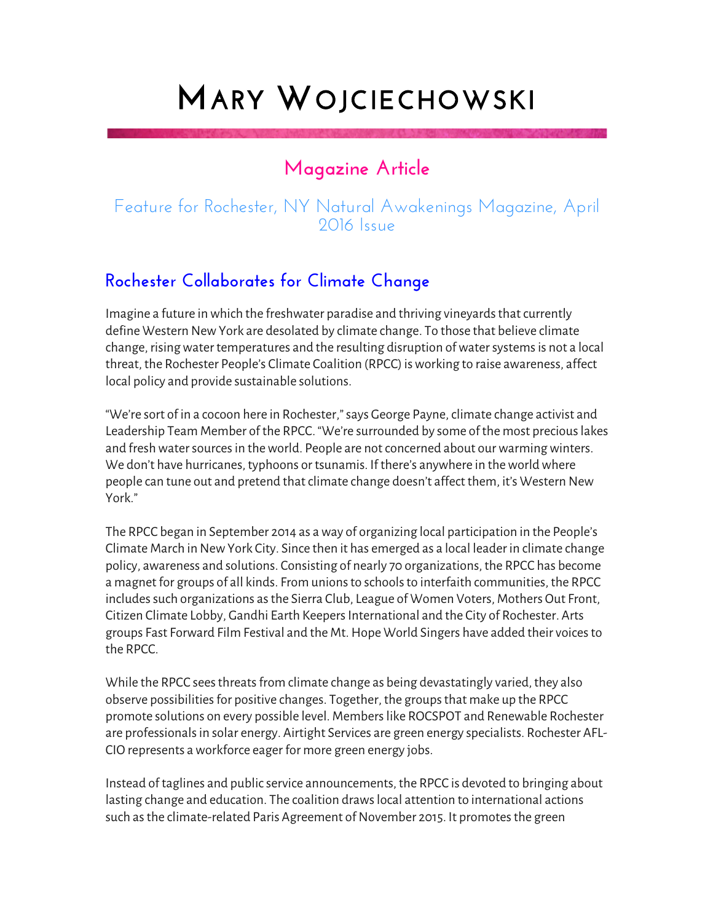# Mary Wojciechowski

## Magazine Article

### Feature for Rochester, NY Natural Awakenings Magazine, April 2016 Issue

## Rochester Collaborates for Climate Change

Imagine a future in which the freshwater paradise and thriving vineyards that currently define Western New York are desolated by climate change. To those that believe climate change, rising water temperatures and the resulting disruption of water systems is not a local threat, the Rochester People's Climate Coalition (RPCC) is working to raise awareness, affect local policy and provide sustainable solutions.

"We're sort of in a cocoon here in Rochester," says George Payne, climate change activist and Leadership Team Member of the RPCC. "We're surrounded by some of the most precious lakes and fresh water sources in the world. People are not concerned about our warming winters. We don't have hurricanes, typhoons or tsunamis. If there's anywhere in the world where people can tune out and pretend that climate change doesn't affect them, it's Western New York."

The RPCC began in September 2014 as a way of organizing local participation in the People's Climate March in New York City. Since then it has emerged as a local leader in climate change policy, awareness and solutions. Consisting of nearly 70 organizations, the RPCC has become a magnet for groups of all kinds. From unions to schools to interfaith communities, the RPCC includes such organizations as the Sierra Club, League of Women Voters, Mothers Out Front, Citizen Climate Lobby, Gandhi Earth Keepers International and the City of Rochester. Arts groups Fast Forward Film Festival and the Mt. Hope World Singers have added their voices to the RPCC.

While the RPCC sees threats from climate change as being devastatingly varied, they also observe possibilities for positive changes. Together, the groups that make up the RPCC promote solutions on every possible level. Members like ROCSPOT and Renewable Rochester are professionals in solar energy. Airtight Services are green energy specialists. Rochester AFL-CIO represents a workforce eager for more green energy jobs.

Instead of taglines and public service announcements, the RPCC is devoted to bringing about lasting change and education. The coalition draws local attention to international actions such as the climate-related Paris Agreement of November 2015. It promotes the green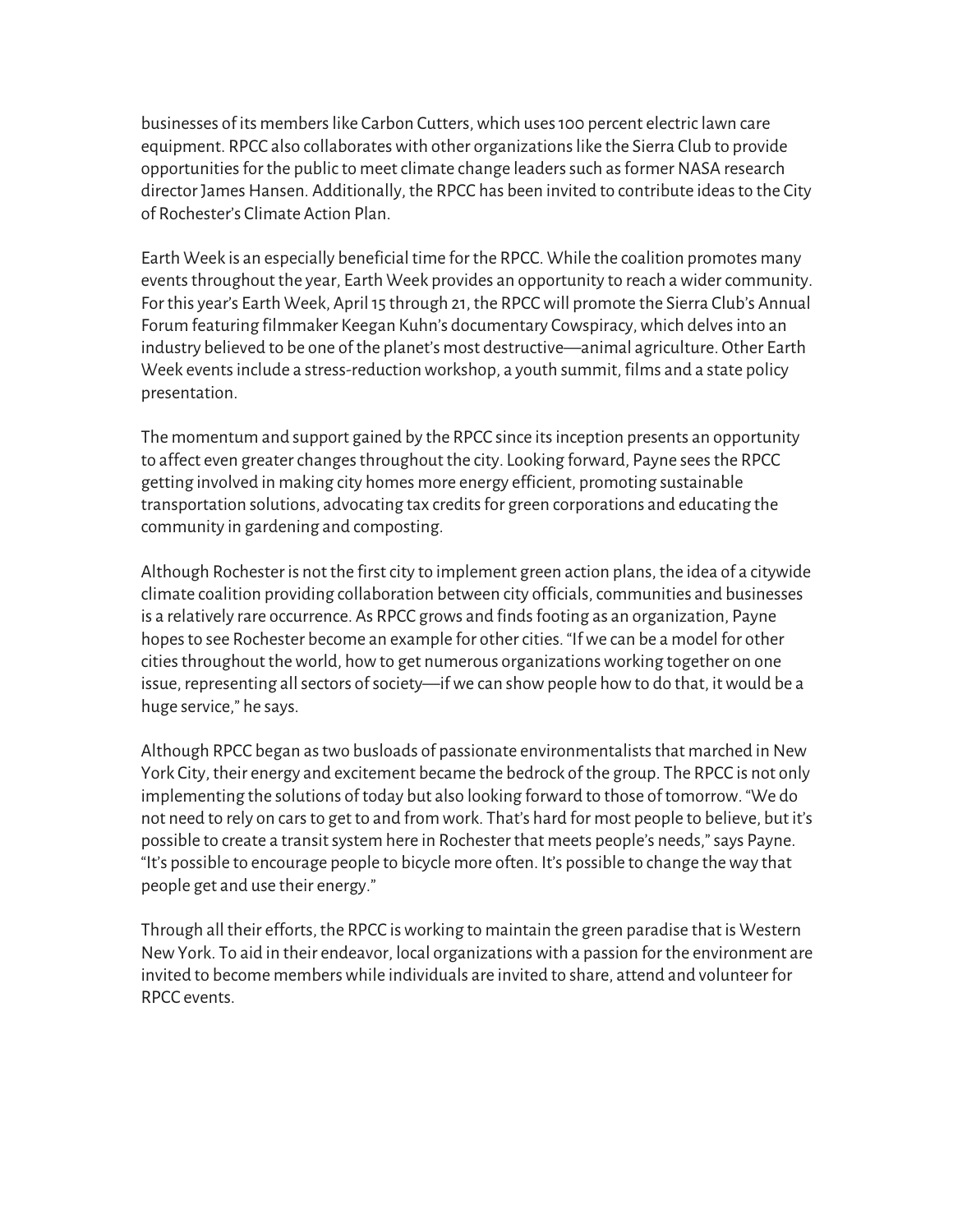businesses of its members like Carbon Cutters, which uses 100 percent electric lawn care equipment. RPCC also collaborates with other organizations like the Sierra Club to provide opportunities for the public to meet climate change leaders such as former NASA research director James Hansen. Additionally, the RPCC has been invited to contribute ideas to the City of Rochester's Climate Action Plan.

Earth Week is an especially beneficial time for the RPCC. While the coalition promotes many events throughout the year, Earth Week provides an opportunity to reach a wider community. For this year's Earth Week, April 15 through 21, the RPCC will promote the Sierra Club's Annual Forum featuring filmmaker Keegan Kuhn's documentary Cowspiracy, which delves into an industry believed to be one of the planet's most destructive—animal agriculture. Other Earth Week events include a stress-reduction workshop, a youth summit, films and a state policy presentation.

The momentum and support gained by the RPCC since its inception presents an opportunity to affect even greater changes throughout the city. Looking forward, Payne sees the RPCC getting involved in making city homes more energy efficient, promoting sustainable transportation solutions, advocating tax credits for green corporations and educating the community in gardening and composting.

Although Rochester is not the first city to implement green action plans, the idea of a citywide climate coalition providing collaboration between city officials, communities and businesses is a relatively rare occurrence. As RPCC grows and finds footing as an organization, Payne hopes to see Rochester become an example for other cities. "If we can be a model for other cities throughout the world, how to get numerous organizations working together on one issue, representing all sectors of society—if we can show people how to do that, it would be a huge service," he says.

Although RPCC began as two busloads of passionate environmentalists that marched in New York City, their energy and excitement became the bedrock of the group. The RPCC is not only implementing the solutions of today but also looking forward to those of tomorrow. "We do not need to rely on cars to get to and from work. That's hard for most people to believe, but it's possible to create a transit system here in Rochester that meets people's needs," says Payne. "It's possible to encourage people to bicycle more often. It's possible to change the way that people get and use their energy."

Through all their efforts, the RPCC is working to maintain the green paradise that is Western New York. To aid in their endeavor, local organizations with a passion for the environment are invited to become members while individuals are invited to share, attend and volunteer for RPCC events.